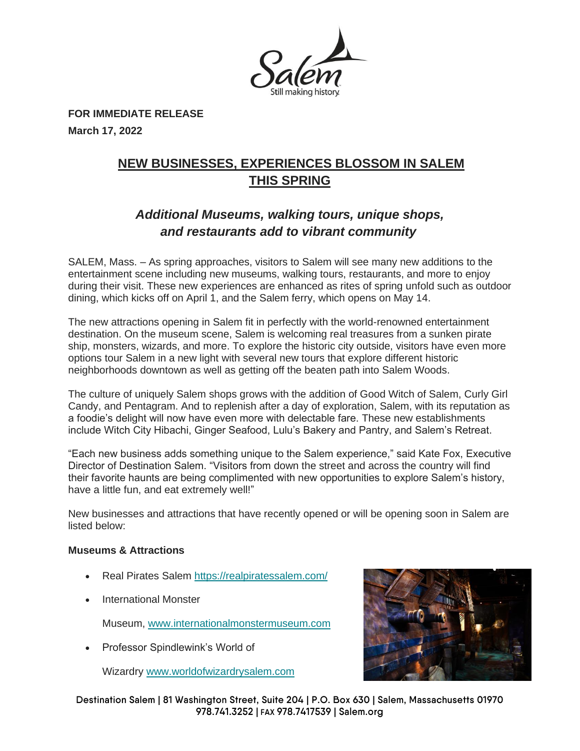**FOR IMMEDIATE RELEASE**

**March 17, 2022**

# NEW BUSINESSES, EXPERIENCES BLOSSOM IN SALEM THIS SPRING

## *Additional Museums, walking tours, unique shops, and restaurants add to vibrant community*

SALEM, Mass. – As spring approaches, visitors to Salem will see many new additions to the entertainment scene including new museums, walking tours, restaurants, and more to enjoy during their visit. These new experiences are enhanced as rites of spring unfold such as outdoor dining, which kicks off on April 1, and the Salem ferry, which opens on May 14.

The new attractions opening in Salem fit in perfectly with the world-renowned entertainment destination. On the museum scene, Salem is welcoming real treasures from a sunken pirate ship, monsters, wizards, and more. To explore the historic city outside, visitors have even more options tour Salem in a new light with several new tours that explore different historic neighborhoods downtown as well as getting off the beaten path into Salem Woods.

The culture of uniquely Salem shops grows with the addition of Good Witch of Salem, Curly Girl Candy, and Pentagram. And to replenish after a day of exploration, Salem, with its reputation as a foodie's delight will now have even more with delectable fare. These new establishments include Witch City Hibachi, Ginger Seafood, Lulu's Bakery and Pantry, and Salem's Retreat.

"Each new business adds something unique to the Salem experience," said Kate Fox, Executive Director of Destination Salem. "Visitors from down the street and across the country will find their favorite haunts are being complimented with new opportunities to explore Salem's history, have a little fun, and eat extremely well!"

New businesses and attractions that have recently opened or will be opening soon in Salem are listed below:

**Museums & Attractions**

- Real Pirates Salem https://realpiratessalem.com/
- International Monster Museum, www.internationalmonstermuseum.com
- Professor Spindlewink's World of Wizardry www.worldofwizardrysalem.com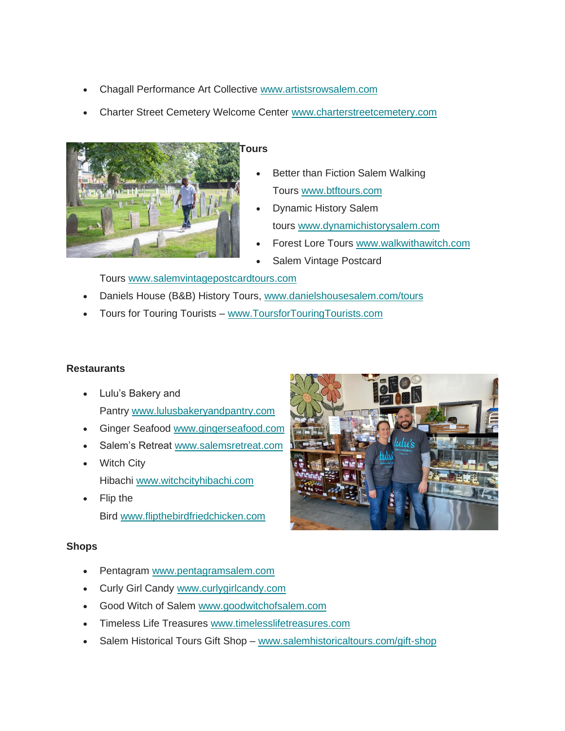- Chagall Performance Art Collective www.artistsrowsalem.com
- Charter Street Cemetery Welcome Center www.charterstreetcemetery.com

**Tours**

- Better than Fiction Salem Walking Tours www.btftours.com
- Dynamic History Salem tours www.dynamichistorysalem.com
- Forest Lore Tours www.walkwithawitch.com
- Salem Vintage Postcard Tours www.salemvintagepostcardtours.com
- Daniels House (B&B) History Tours, www.danielshousesalem.com/tours
- Tours for Touring Tourists – www.ToursforTouringTourists.com

**Restaurants**

- Lulu's Bakery and Pantry www.lulusbakeryandpantry.com
- Ginger Seafood www.gingerseafood.com
- Salem's Retreat www.salemsretreat.com
- Witch City Hibachi www.witchcityhibachi.com
- Flip the Bird www.flipthebirdfriedchicken.com

**Shops**

- Pentagram www.pentagramsalem.com
- Curly Girl Candy www.curlygirlcandy.com
- Good Witch of Salem www.goodwitchofsalem.com
- Timeless Life Treasures www.timelesslifetreasures.com
- Salem Historical Tours Gift Shop – www.salemhistoricaltours.com/gift-shop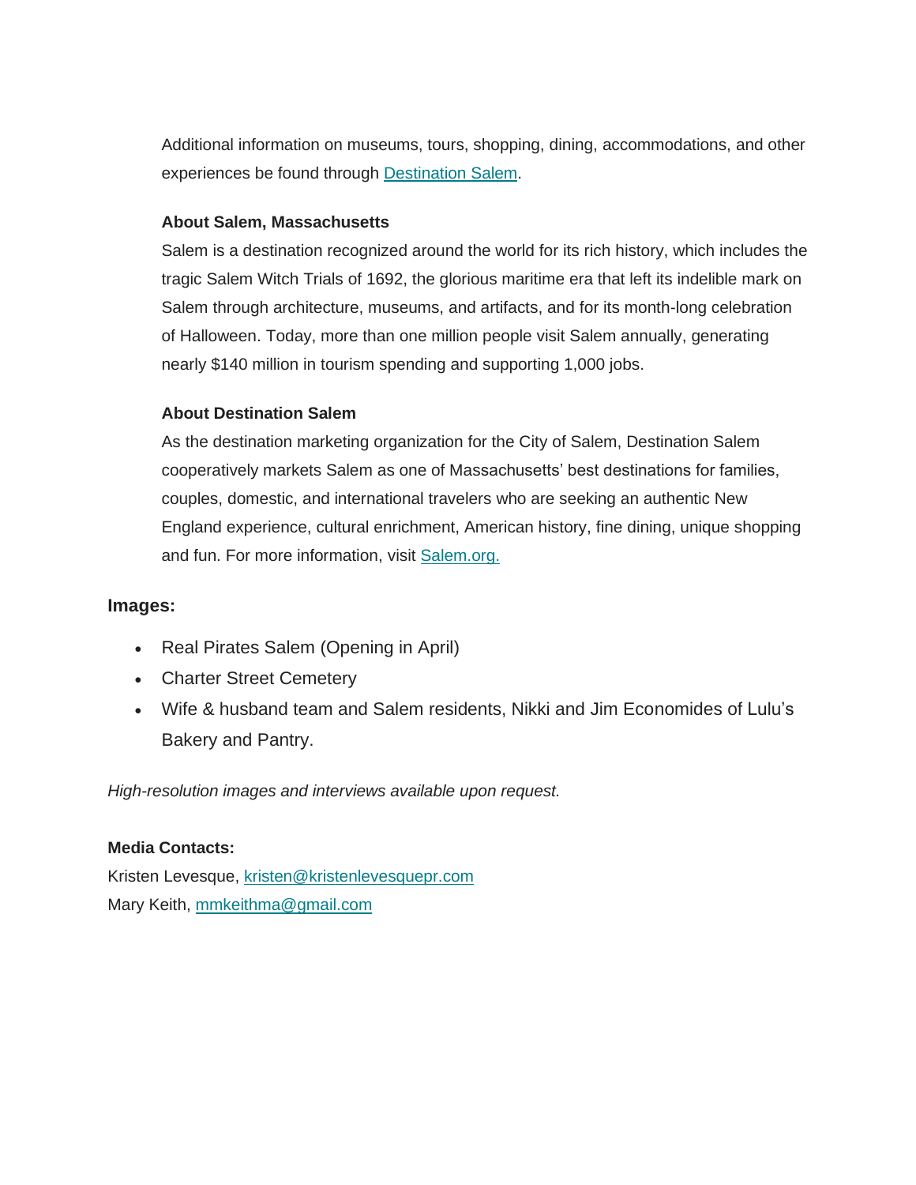Additional information on museums, tours, shopping, dining, accommodations, and other experiences be found through Destination Salem.

**About Salem, Massachusetts**

Salem is a destination recognized around the world for its rich history, which includes the tragic Salem Witch Trials of 1692, the glorious maritime era that left its indelible mark on Salem through architecture, museums, and artifacts, and for its month-long celebration of Halloween. Today, more than one million people visit Salem annually, generating nearly $140 million in tourism spending and supporting 1,000 jobs.

**About Destination Salem**

As the destination marketing organization for the City of Salem, Destination Salem cooperatively markets Salem as one of Massachusetts' best destinations for families, couples, domestic, and international travelers who are seeking an authentic New England experience, cultural enrichment, American history, fine dining, unique shopping and fun. For more information, visit Salem.org.

### Images:

- Real Pirates Salem (Opening in April)
- Charter Street Cemetery
- Wife & husband team and Salem residents, Nikki and Jim Economides of Lulu's Bakery and Pantry.

*High-resolution images and interviews available upon request.*

**Media Contacts:**

Kristen Levesque, kristen@kristenlevesquepr.com
Mary Keith, mmkeithma@gmail.com